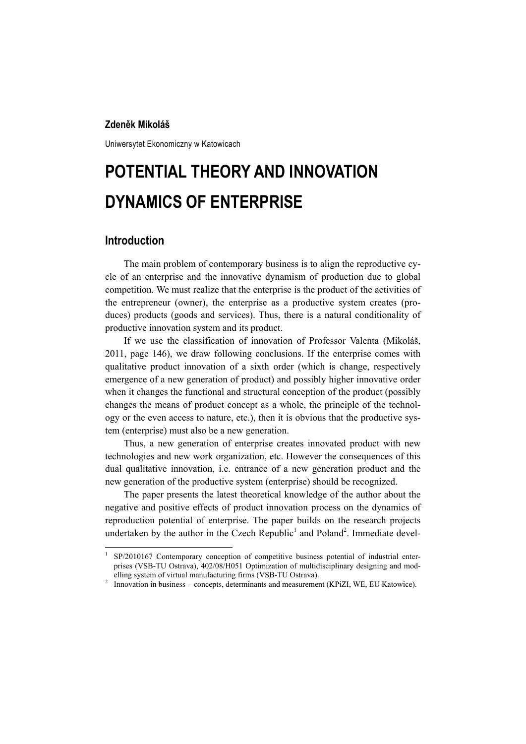**Zdeněk Mikoláš**

Uniwersytet Ekonomiczny w Katowicach

# POTENTIAL THEORY AND INNOVATION DYNAMICS OF ENTERPRISE

## Introduction

The main problem of contemporary business is to align the reproductive cycle of an enterprise and the innovative dynamism of production due to global competition. We must realize that the enterprise is the product of the activities of the entrepreneur (owner), the enterprise as a productive system creates (produces) products (goods and services). Thus, there is a natural conditionality of productive innovation system and its product.

If we use the classification of innovation of Professor Valenta (Mikoláš, 2011, page 146), we draw following conclusions. If the enterprise comes with qualitative product innovation of a sixth order (which is change, respectively emergence of a new generation of product) and possibly higher innovative order when it changes the functional and structural conception of the product (possibly changes the means of product concept as a whole, the principle of the technology or the even access to nature, etc.), then it is obvious that the productive system (enterprise) must also be a new generation.

Thus, a new generation of enterprise creates innovated product with new technologies and new work organization, etc. However the consequences of this dual qualitative innovation, i.e. entrance of a new generation product and the new generation of the productive system (enterprise) should be recognized.

The paper presents the latest theoretical knowledge of the author about the negative and positive effects of product innovation process on the dynamics of reproduction potential of enterprise. The paper builds on the research projects undertaken by the author in the Czech Republic[1] and Poland[2]. Immediate devel-

---

[1] SP/2010167 Contemporary conception of competitive business potential of industrial enterprises (VSB-TU Ostrava), 402/08/H051 Optimization of multidisciplinary designing and modelling system of virtual manufacturing firms (VSB-TU Ostrava).

[2] Innovation in business − concepts, determinants and measurement (KPiZI, WE, EU Katowice).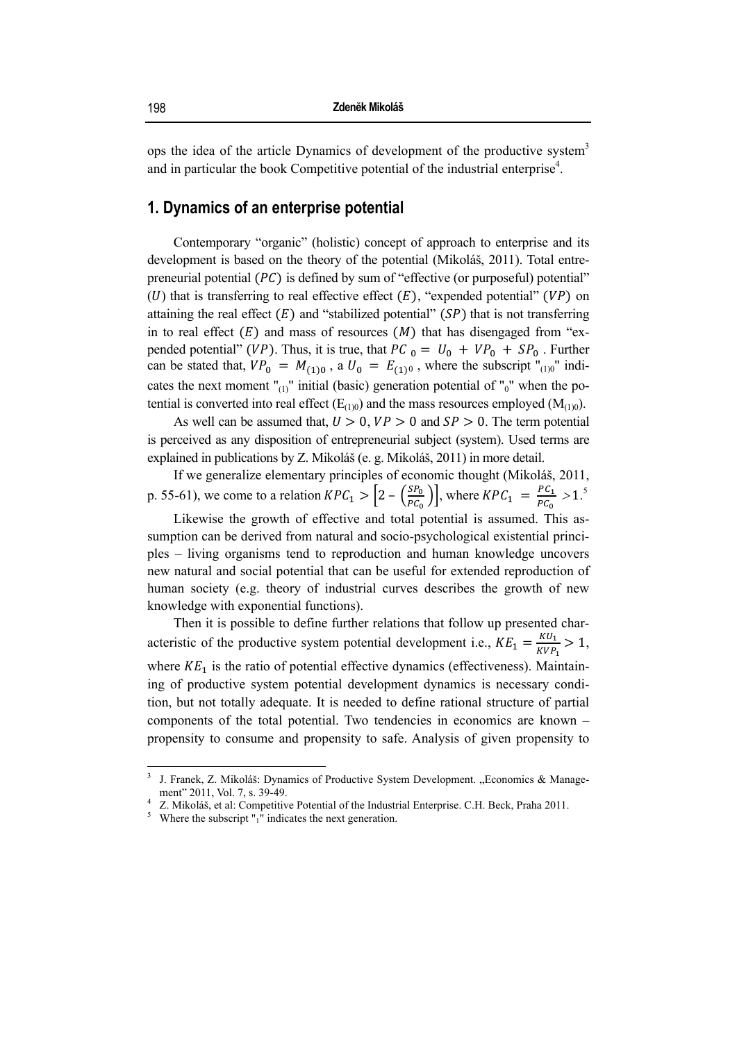ops the idea of the article Dynamics of development of the productive system[3] and in particular the book Competitive potential of the industrial enterprise[4].

## 1. Dynamics of an enterprise potential

Contemporary "organic" (holistic) concept of approach to enterprise and its development is based on the theory of the potential (Mikoláš, 2011). Total entrepreneurial potential ($PC$) is defined by sum of "effective (or purposeful) potential" ($U$) that is transferring to real effective effect ($E$), "expended potential" ($VP$) on attaining the real effect ($E$) and "stabilized potential" ($SP$) that is not transferring in to real effect ($E$) and mass of resources ($M$) that has disengaged from "expended potential" ($VP$). Thus, it is true, that $PC_0 = U_0 + VP_0 + SP_0$. Further can be stated that, $VP_0 = M_{(1)0}$, a $U_0 = E_{(1)0}$, where the subscript "$_{(1)0}$" indicates the next moment "$_{(1)}$" initial (basic) generation potential of "$_0$" when the potential is converted into real effect ($E_{(1)0}$) and the mass resources employed ($M_{(1)0}$).

As well can be assumed that, $U > 0, VP > 0$ and $SP > 0$. The term potential is perceived as any disposition of entrepreneurial subject (system). Used terms are explained in publications by Z. Mikoláš (e. g. Mikoláš, 2011) in more detail.

If we generalize elementary principles of economic thought (Mikoláš, 2011, p. 55-61), we come to a relation $KPC_1 > \left[2 - \left(\frac{SP_0}{PC_0}\right)\right]$, where $KPC_1 = \frac{PC_1}{PC_0} > 1$.[5]

Likewise the growth of effective and total potential is assumed. This assumption can be derived from natural and socio-psychological existential principles – living organisms tend to reproduction and human knowledge uncovers new natural and social potential that can be useful for extended reproduction of human society (e.g. theory of industrial curves describes the growth of new knowledge with exponential functions).

Then it is possible to define further relations that follow up presented characteristic of the productive system potential development i.e., $KE_1 = \frac{KU_1}{KVP_1} > 1$, where $KE_1$ is the ratio of potential effective dynamics (effectiveness). Maintaining of productive system potential development dynamics is necessary condition, but not totally adequate. It is needed to define rational structure of partial components of the total potential. Two tendencies in economics are known – propensity to consume and propensity to safe. Analysis of given propensity to

---

[3] J. Franek, Z. Mikoláš: Dynamics of Productive System Development. „Economics & Management" 2011, Vol. 7, s. 39-49.

[4] Z. Mikoláš, et al: Competitive Potential of the Industrial Enterprise. C.H. Beck, Praha 2011.

[5] Where the subscript "$_1$" indicates the next generation.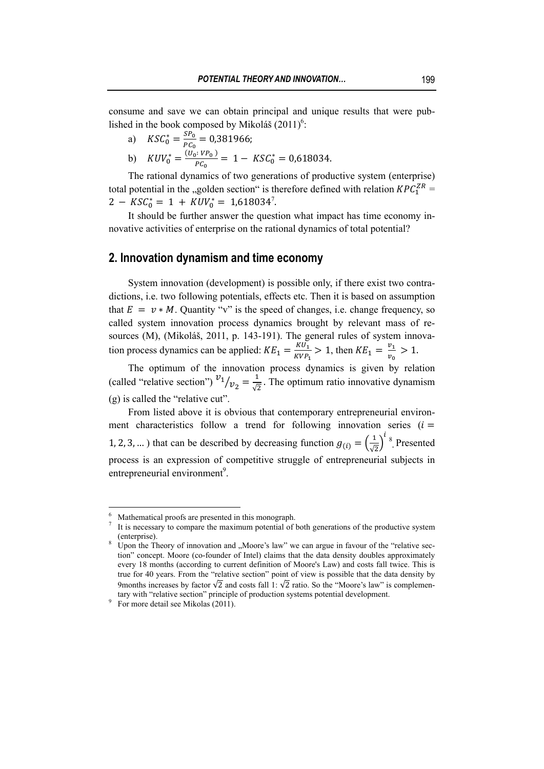consume and save we can obtain principal and unique results that were published in the book composed by Mikoláš (2011)[6]:

a) $KSC_0^* = \frac{SP_0}{PC_0} = 0{,}381966;$

b) $KUV_0^* = \frac{(U_0: VP_0)}{PC_0} = 1 - KSC_0^* = 0{,}618034.$

The rational dynamics of two generations of productive system (enterprise) total potential in the „golden section" is therefore defined with relation $KPC_1^{ZR} = 2 - KSC_0^* = 1 + KUV_0^* = 1{,}618034$[7].

It should be further answer the question what impact has time economy innovative activities of enterprise on the rational dynamics of total potential?

## 2. Innovation dynamism and time economy

System innovation (development) is possible only, if there exist two contradictions, i.e. two following potentials, effects etc. Then it is based on assumption that $E = v * M$. Quantity "v" is the speed of changes, i.e. change frequency, so called system innovation process dynamics brought by relevant mass of resources (M), (Mikoláš, 2011, p. 143-191). The general rules of system innovation process dynamics can be applied: $KE_1 = \frac{KU_1}{KVP_1} > 1$, then $KE_1 = \frac{v_1}{v_0} > 1$.

The optimum of the innovation process dynamics is given by relation (called "relative section") ${}^{v_1}/_{v_2} = \frac{1}{\sqrt{2}}$. The optimum ratio innovative dynamism (g) is called the "relative cut".

From listed above it is obvious that contemporary entrepreneurial environment characteristics follow a trend for following innovation series ($i = 1, 2, 3, \ldots$) that can be described by decreasing function $g_{(i)} = \left(\frac{1}{\sqrt{2}}\right)^i$[8]. Presented process is an expression of competitive struggle of entrepreneurial subjects in entrepreneurial environment[9].

---

[6] Mathematical proofs are presented in this monograph.

[7] It is necessary to compare the maximum potential of both generations of the productive system (enterprise).

[8] Upon the Theory of innovation and „Moore's law" we can argue in favour of the "relative section" concept. Moore (co-founder of Intel) claims that the data density doubles approximately every 18 months (according to current definition of Moore's Law) and costs fall twice. This is true for 40 years. From the "relative section" point of view is possible that the data density by 9months increases by factor $\sqrt{2}$ and costs fall 1: $\sqrt{2}$ ratio. So the "Moore's law" is complementary with "relative section" principle of production systems potential development.

[9] For more detail see Mikolas (2011).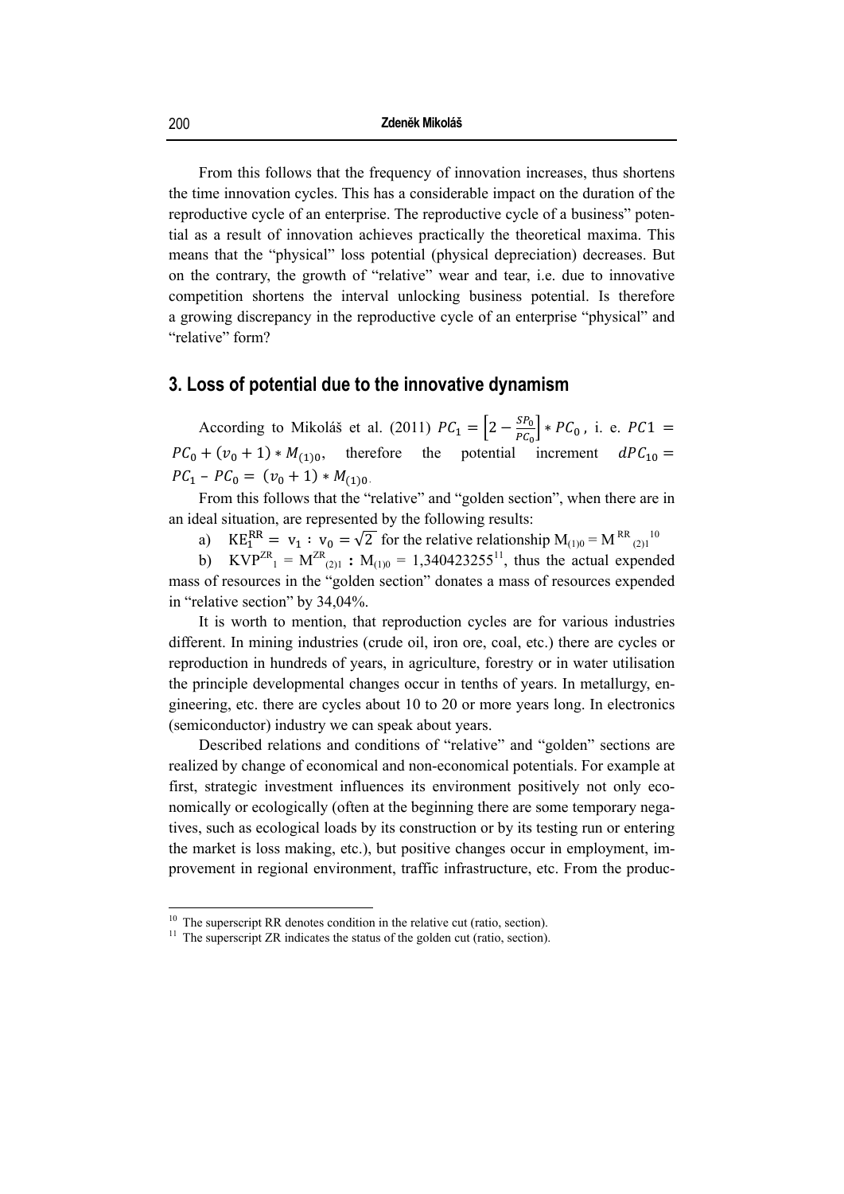From this follows that the frequency of innovation increases, thus shortens the time innovation cycles. This has a considerable impact on the duration of the reproductive cycle of an enterprise. The reproductive cycle of a business" potential as a result of innovation achieves practically the theoretical maxima. This means that the "physical" loss potential (physical depreciation) decreases. But on the contrary, the growth of "relative" wear and tear, i.e. due to innovative competition shortens the interval unlocking business potential. Is therefore a growing discrepancy in the reproductive cycle of an enterprise "physical" and "relative" form?

## 3. Loss of potential due to the innovative dynamism

According to Mikoláš et al. (2011) $PC_1 = \left[2 - \frac{SP_0}{PC_0}\right] * PC_0$, i. e. $PC1 = PC_0 + (v_0 + 1) * M_{(1)0}$, therefore the potential increment $dPC_{10} = PC_1 - PC_0 = (v_0 + 1) * M_{(1)0}$.

From this follows that the "relative" and "golden section", when there are in an ideal situation, are represented by the following results:

a) $KE_1^{RR} = v_1 : v_0 = \sqrt{2}$ for the relative relationship $M_{(1)0} = M^{RR}_{(2)1}$ [10]

b) $KVP^{ZR}_1 = M^{ZR}_{(2)1} : M_{(1)0} = 1{,}340423255$[11], thus the actual expended mass of resources in the "golden section" donates a mass of resources expended in "relative section" by 34,04%.

It is worth to mention, that reproduction cycles are for various industries different. In mining industries (crude oil, iron ore, coal, etc.) there are cycles or reproduction in hundreds of years, in agriculture, forestry or in water utilisation the principle developmental changes occur in tenths of years. In metallurgy, engineering, etc. there are cycles about 10 to 20 or more years long. In electronics (semiconductor) industry we can speak about years.

Described relations and conditions of "relative" and "golden" sections are realized by change of economical and non-economical potentials. For example at first, strategic investment influences its environment positively not only economically or ecologically (often at the beginning there are some temporary negatives, such as ecological loads by its construction or by its testing run or entering the market is loss making, etc.), but positive changes occur in employment, improvement in regional environment, traffic infrastructure, etc. From the produc-

---

[10] The superscript RR denotes condition in the relative cut (ratio, section).

[11] The superscript ZR indicates the status of the golden cut (ratio, section).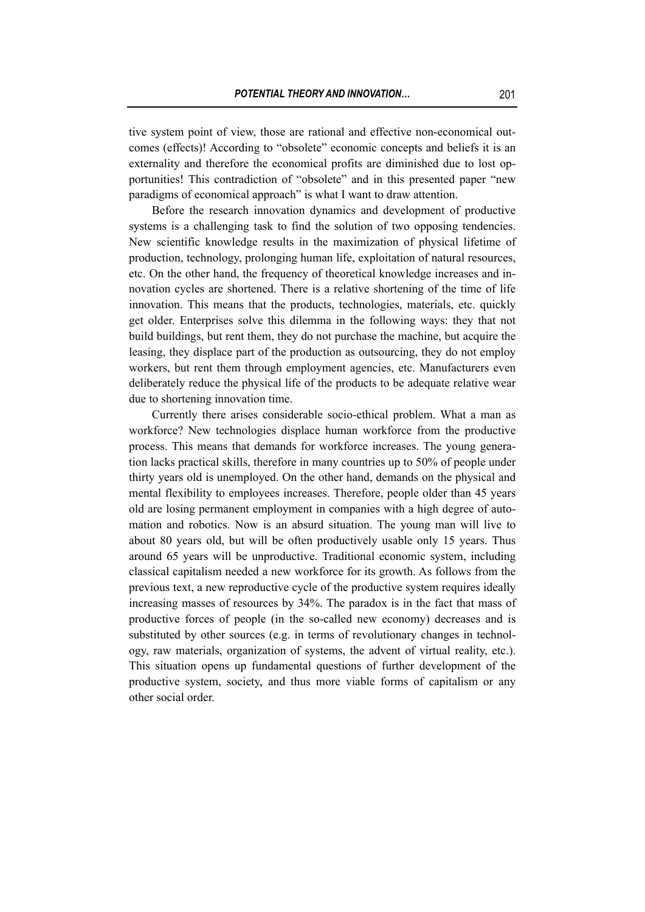tive system point of view, those are rational and effective non-economical outcomes (effects)! According to "obsolete" economic concepts and beliefs it is an externality and therefore the economical profits are diminished due to lost opportunities! This contradiction of "obsolete" and in this presented paper "new paradigms of economical approach" is what I want to draw attention.

Before the research innovation dynamics and development of productive systems is a challenging task to find the solution of two opposing tendencies. New scientific knowledge results in the maximization of physical lifetime of production, technology, prolonging human life, exploitation of natural resources, etc. On the other hand, the frequency of theoretical knowledge increases and innovation cycles are shortened. There is a relative shortening of the time of life innovation. This means that the products, technologies, materials, etc. quickly get older. Enterprises solve this dilemma in the following ways: they that not build buildings, but rent them, they do not purchase the machine, but acquire the leasing, they displace part of the production as outsourcing, they do not employ workers, but rent them through employment agencies, etc. Manufacturers even deliberately reduce the physical life of the products to be adequate relative wear due to shortening innovation time.

Currently there arises considerable socio-ethical problem. What a man as workforce? New technologies displace human workforce from the productive process. This means that demands for workforce increases. The young generation lacks practical skills, therefore in many countries up to 50% of people under thirty years old is unemployed. On the other hand, demands on the physical and mental flexibility to employees increases. Therefore, people older than 45 years old are losing permanent employment in companies with a high degree of automation and robotics. Now is an absurd situation. The young man will live to about 80 years old, but will be often productively usable only 15 years. Thus around 65 years will be unproductive. Traditional economic system, including classical capitalism needed a new workforce for its growth. As follows from the previous text, a new reproductive cycle of the productive system requires ideally increasing masses of resources by 34%. The paradox is in the fact that mass of productive forces of people (in the so-called new economy) decreases and is substituted by other sources (e.g. in terms of revolutionary changes in technology, raw materials, organization of systems, the advent of virtual reality, etc.). This situation opens up fundamental questions of further development of the productive system, society, and thus more viable forms of capitalism or any other social order.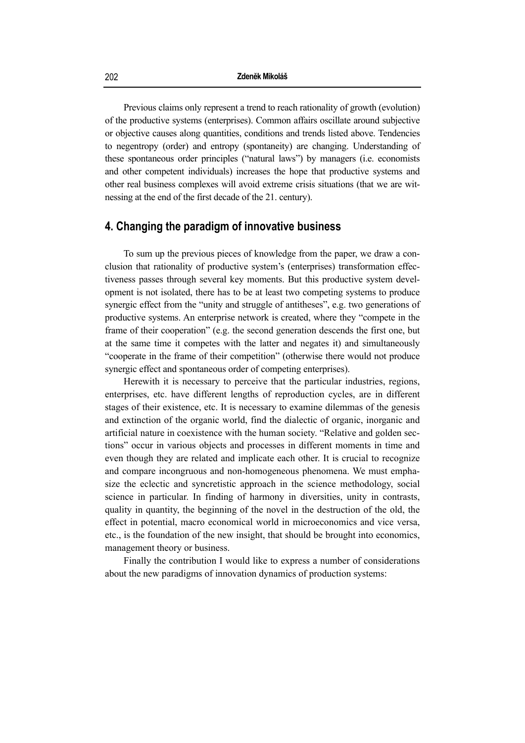Previous claims only represent a trend to reach rationality of growth (evolution) of the productive systems (enterprises). Common affairs oscillate around subjective or objective causes along quantities, conditions and trends listed above. Tendencies to negentropy (order) and entropy (spontaneity) are changing. Understanding of these spontaneous order principles ("natural laws") by managers (i.e. economists and other competent individuals) increases the hope that productive systems and other real business complexes will avoid extreme crisis situations (that we are witnessing at the end of the first decade of the 21. century).

## 4. Changing the paradigm of innovative business

To sum up the previous pieces of knowledge from the paper, we draw a conclusion that rationality of productive system's (enterprises) transformation effectiveness passes through several key moments. But this productive system development is not isolated, there has to be at least two competing systems to produce synergic effect from the "unity and struggle of antitheses", e.g. two generations of productive systems. An enterprise network is created, where they "compete in the frame of their cooperation" (e.g. the second generation descends the first one, but at the same time it competes with the latter and negates it) and simultaneously "cooperate in the frame of their competition" (otherwise there would not produce synergic effect and spontaneous order of competing enterprises).

Herewith it is necessary to perceive that the particular industries, regions, enterprises, etc. have different lengths of reproduction cycles, are in different stages of their existence, etc. It is necessary to examine dilemmas of the genesis and extinction of the organic world, find the dialectic of organic, inorganic and artificial nature in coexistence with the human society. "Relative and golden sections" occur in various objects and processes in different moments in time and even though they are related and implicate each other. It is crucial to recognize and compare incongruous and non-homogeneous phenomena. We must emphasize the eclectic and syncretistic approach in the science methodology, social science in particular. In finding of harmony in diversities, unity in contrasts, quality in quantity, the beginning of the novel in the destruction of the old, the effect in potential, macro economical world in microeconomics and vice versa, etc., is the foundation of the new insight, that should be brought into economics, management theory or business.

Finally the contribution I would like to express a number of considerations about the new paradigms of innovation dynamics of production systems: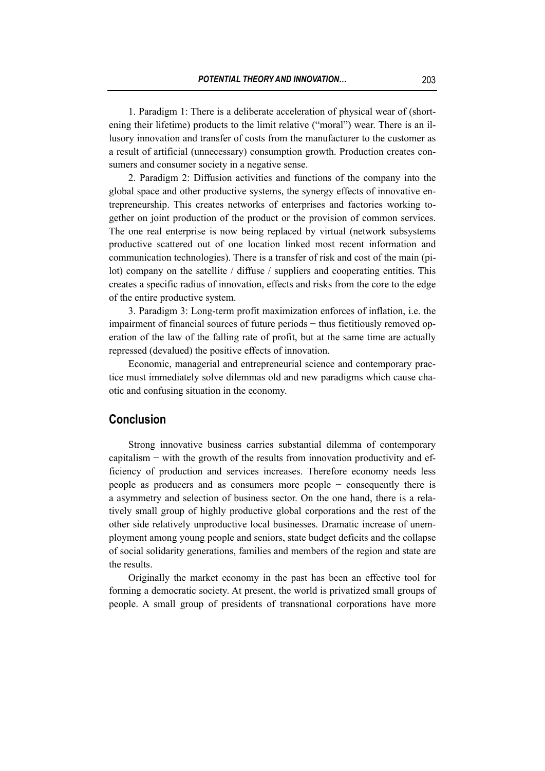1. Paradigm 1: There is a deliberate acceleration of physical wear of (shortening their lifetime) products to the limit relative ("moral") wear. There is an illusory innovation and transfer of costs from the manufacturer to the customer as a result of artificial (unnecessary) consumption growth. Production creates consumers and consumer society in a negative sense.

2. Paradigm 2: Diffusion activities and functions of the company into the global space and other productive systems, the synergy effects of innovative entrepreneurship. This creates networks of enterprises and factories working together on joint production of the product or the provision of common services. The one real enterprise is now being replaced by virtual (network subsystems productive scattered out of one location linked most recent information and communication technologies). There is a transfer of risk and cost of the main (pilot) company on the satellite / diffuse / suppliers and cooperating entities. This creates a specific radius of innovation, effects and risks from the core to the edge of the entire productive system.

3. Paradigm 3: Long-term profit maximization enforces of inflation, i.e. the impairment of financial sources of future periods − thus fictitiously removed operation of the law of the falling rate of profit, but at the same time are actually repressed (devalued) the positive effects of innovation.

Economic, managerial and entrepreneurial science and contemporary practice must immediately solve dilemmas old and new paradigms which cause chaotic and confusing situation in the economy.

## Conclusion

Strong innovative business carries substantial dilemma of contemporary capitalism − with the growth of the results from innovation productivity and efficiency of production and services increases. Therefore economy needs less people as producers and as consumers more people − consequently there is a asymmetry and selection of business sector. On the one hand, there is a relatively small group of highly productive global corporations and the rest of the other side relatively unproductive local businesses. Dramatic increase of unemployment among young people and seniors, state budget deficits and the collapse of social solidarity generations, families and members of the region and state are the results.

Originally the market economy in the past has been an effective tool for forming a democratic society. At present, the world is privatized small groups of people. A small group of presidents of transnational corporations have more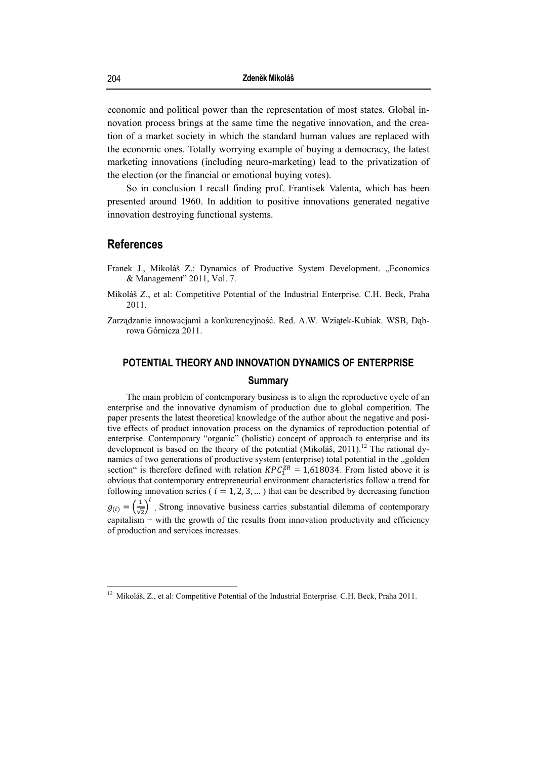economic and political power than the representation of most states. Global innovation process brings at the same time the negative innovation, and the creation of a market society in which the standard human values are replaced with the economic ones. Totally worrying example of buying a democracy, the latest marketing innovations (including neuro-marketing) lead to the privatization of the election (or the financial or emotional buying votes).

So in conclusion I recall finding prof. Frantisek Valenta, which has been presented around 1960. In addition to positive innovations generated negative innovation destroying functional systems.

## References

Franek J., Mikoláš Z.: Dynamics of Productive System Development. „Economics & Management" 2011, Vol. 7.

Mikoláš Z., et al: Competitive Potential of the Industrial Enterprise. C.H. Beck, Praha 2011.

Zarządzanie innowacjami a konkurencyjność. Red. A.W. Wziątek-Kubiak. WSB, Dąbrowa Górnicza 2011.

## POTENTIAL THEORY AND INNOVATION DYNAMICS OF ENTERPRISE

### Summary

The main problem of contemporary business is to align the reproductive cycle of an enterprise and the innovative dynamism of production due to global competition. The paper presents the latest theoretical knowledge of the author about the negative and positive effects of product innovation process on the dynamics of reproduction potential of enterprise. Contemporary "organic" (holistic) concept of approach to enterprise and its development is based on the theory of the potential (Mikoláš, 2011).[12] The rational dynamics of two generations of productive system (enterprise) total potential in the „golden section" is therefore defined with relation $KPC_1^{ZR} = 1{,}618034$. From listed above it is obvious that contemporary entrepreneurial environment characteristics follow a trend for following innovation series ( $i = 1, 2, 3, \dots$ ) that can be described by decreasing function $g_{(i)} = \left(\frac{1}{\sqrt{2}}\right)^i$ . Strong innovative business carries substantial dilemma of contemporary capitalism − with the growth of the results from innovation productivity and efficiency of production and services increases.

[12] Mikoláš, Z., et al: Competitive Potential of the Industrial Enterprise. C.H. Beck, Praha 2011.